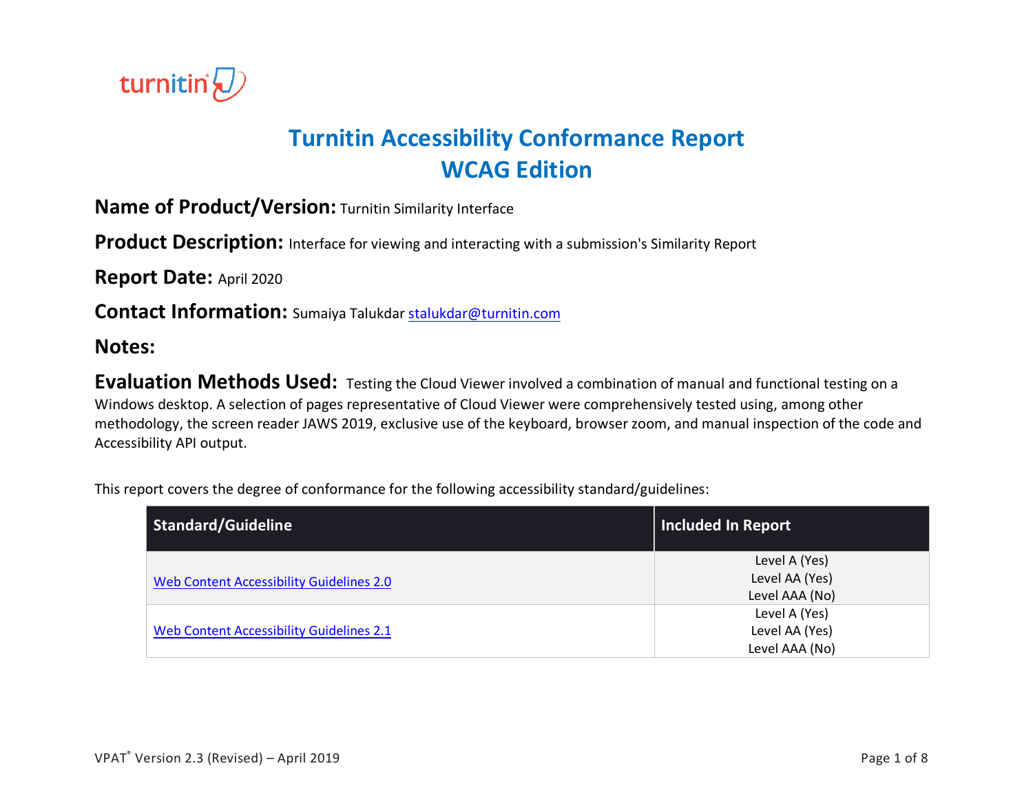# Turnitin Accessibility Conformance Report
# WCAG Edition

**Name of Product/Version:** Turnitin Similarity Interface

**Product Description:** Interface for viewing and interacting with a submission's Similarity Report

**Report Date:** April 2020

**Contact Information:** Sumaiya Talukdar stalukdar@turnitin.com

**Notes:**

**Evaluation Methods Used:** Testing the Cloud Viewer involved a combination of manual and functional testing on a Windows desktop. A selection of pages representative of Cloud Viewer were comprehensively tested using, among other methodology, the screen reader JAWS 2019, exclusive use of the keyboard, browser zoom, and manual inspection of the code and Accessibility API output.

This report covers the degree of conformance for the following accessibility standard/guidelines:

| Standard/Guideline | Included In Report |
|---|---|
| Web Content Accessibility Guidelines 2.0 | Level A (Yes)<br>Level AA (Yes)<br>Level AAA (No) |
| Web Content Accessibility Guidelines 2.1 | Level A (Yes)<br>Level AA (Yes)<br>Level AAA (No) |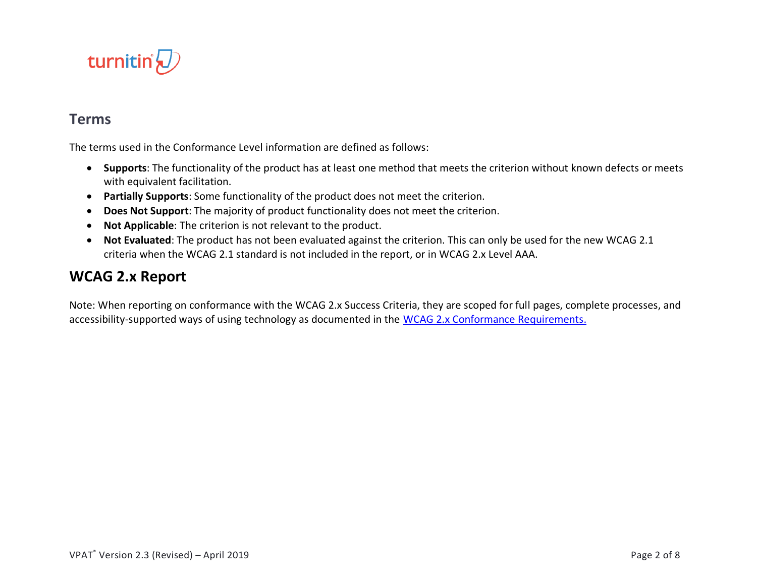## Terms

The terms used in the Conformance Level information are defined as follows:

- **Supports**: The functionality of the product has at least one method that meets the criterion without known defects or meets with equivalent facilitation.
- **Partially Supports**: Some functionality of the product does not meet the criterion.
- **Does Not Support**: The majority of product functionality does not meet the criterion.
- **Not Applicable**: The criterion is not relevant to the product.
- **Not Evaluated**: The product has not been evaluated against the criterion. This can only be used for the new WCAG 2.1 criteria when the WCAG 2.1 standard is not included in the report, or in WCAG 2.x Level AAA.

## WCAG 2.x Report

Note: When reporting on conformance with the WCAG 2.x Success Criteria, they are scoped for full pages, complete processes, and accessibility-supported ways of using technology as documented in the [WCAG 2.x Conformance Requirements.](https://www.w3.org/TR/WCAG20/#conformance-reqs)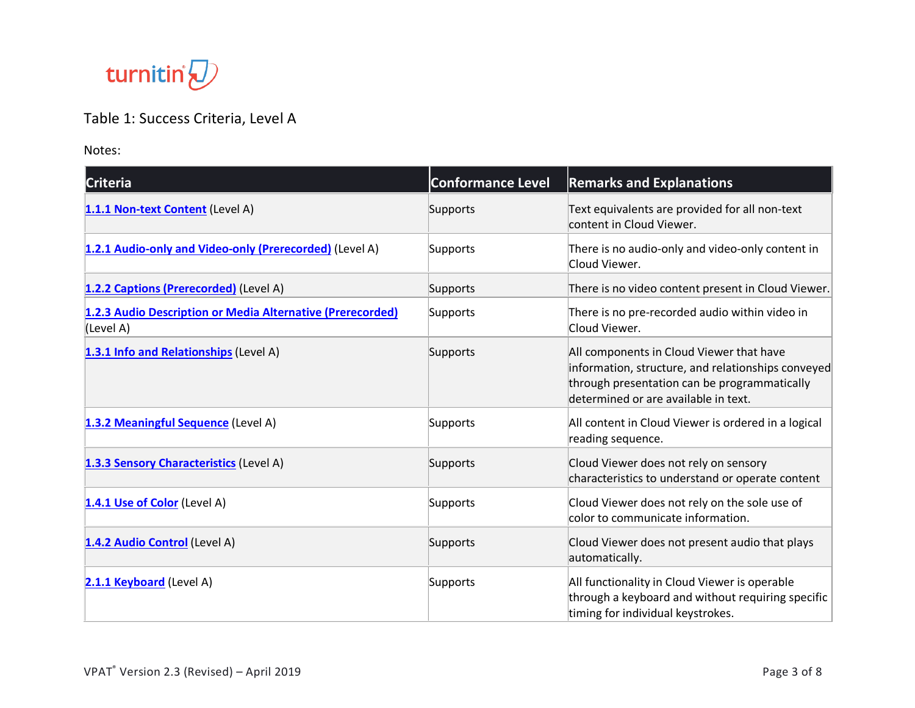Table 1: Success Criteria, Level A

Notes:

| Criteria | Conformance Level | Remarks and Explanations |
| --- | --- | --- |
| **1.1.1 Non-text Content** (Level A) | Supports | Text equivalents are provided for all non-text content in Cloud Viewer. |
| **1.2.1 Audio-only and Video-only (Prerecorded)** (Level A) | Supports | There is no audio-only and video-only content in Cloud Viewer. |
| **1.2.2 Captions (Prerecorded)** (Level A) | Supports | There is no video content present in Cloud Viewer. |
| **1.2.3 Audio Description or Media Alternative (Prerecorded)** (Level A) | Supports | There is no pre-recorded audio within video in Cloud Viewer. |
| **1.3.1 Info and Relationships** (Level A) | Supports | All components in Cloud Viewer that have information, structure, and relationships conveyed through presentation can be programmatically determined or are available in text. |
| **1.3.2 Meaningful Sequence** (Level A) | Supports | All content in Cloud Viewer is ordered in a logical reading sequence. |
| **1.3.3 Sensory Characteristics** (Level A) | Supports | Cloud Viewer does not rely on sensory characteristics to understand or operate content |
| **1.4.1 Use of Color** (Level A) | Supports | Cloud Viewer does not rely on the sole use of color to communicate information. |
| **1.4.2 Audio Control** (Level A) | Supports | Cloud Viewer does not present audio that plays automatically. |
| **2.1.1 Keyboard** (Level A) | Supports | All functionality in Cloud Viewer is operable through a keyboard and without requiring specific timing for individual keystrokes. |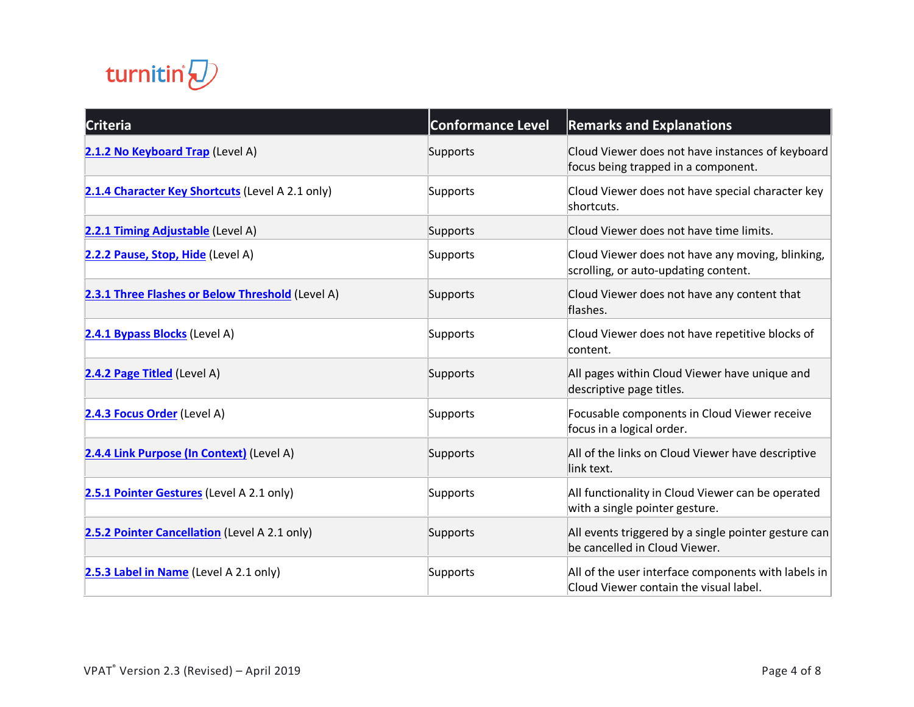| Criteria | Conformance Level | Remarks and Explanations |
| --- | --- | --- |
| [2.1.2 No Keyboard Trap]() (Level A) | Supports | Cloud Viewer does not have instances of keyboard focus being trapped in a component. |
| [2.1.4 Character Key Shortcuts]() (Level A 2.1 only) | Supports | Cloud Viewer does not have special character key shortcuts. |
| [2.2.1 Timing Adjustable]() (Level A) | Supports | Cloud Viewer does not have time limits. |
| [2.2.2 Pause, Stop, Hide]() (Level A) | Supports | Cloud Viewer does not have any moving, blinking, scrolling, or auto-updating content. |
| [2.3.1 Three Flashes or Below Threshold]() (Level A) | Supports | Cloud Viewer does not have any content that flashes. |
| [2.4.1 Bypass Blocks]() (Level A) | Supports | Cloud Viewer does not have repetitive blocks of content. |
| [2.4.2 Page Titled]() (Level A) | Supports | All pages within Cloud Viewer have unique and descriptive page titles. |
| [2.4.3 Focus Order]() (Level A) | Supports | Focusable components in Cloud Viewer receive focus in a logical order. |
| [2.4.4 Link Purpose (In Context)]() (Level A) | Supports | All of the links on Cloud Viewer have descriptive link text. |
| [2.5.1 Pointer Gestures]() (Level A 2.1 only) | Supports | All functionality in Cloud Viewer can be operated with a single pointer gesture. |
| [2.5.2 Pointer Cancellation]() (Level A 2.1 only) | Supports | All events triggered by a single pointer gesture can be cancelled in Cloud Viewer. |
| [2.5.3 Label in Name]() (Level A 2.1 only) | Supports | All of the user interface components with labels in Cloud Viewer contain the visual label. |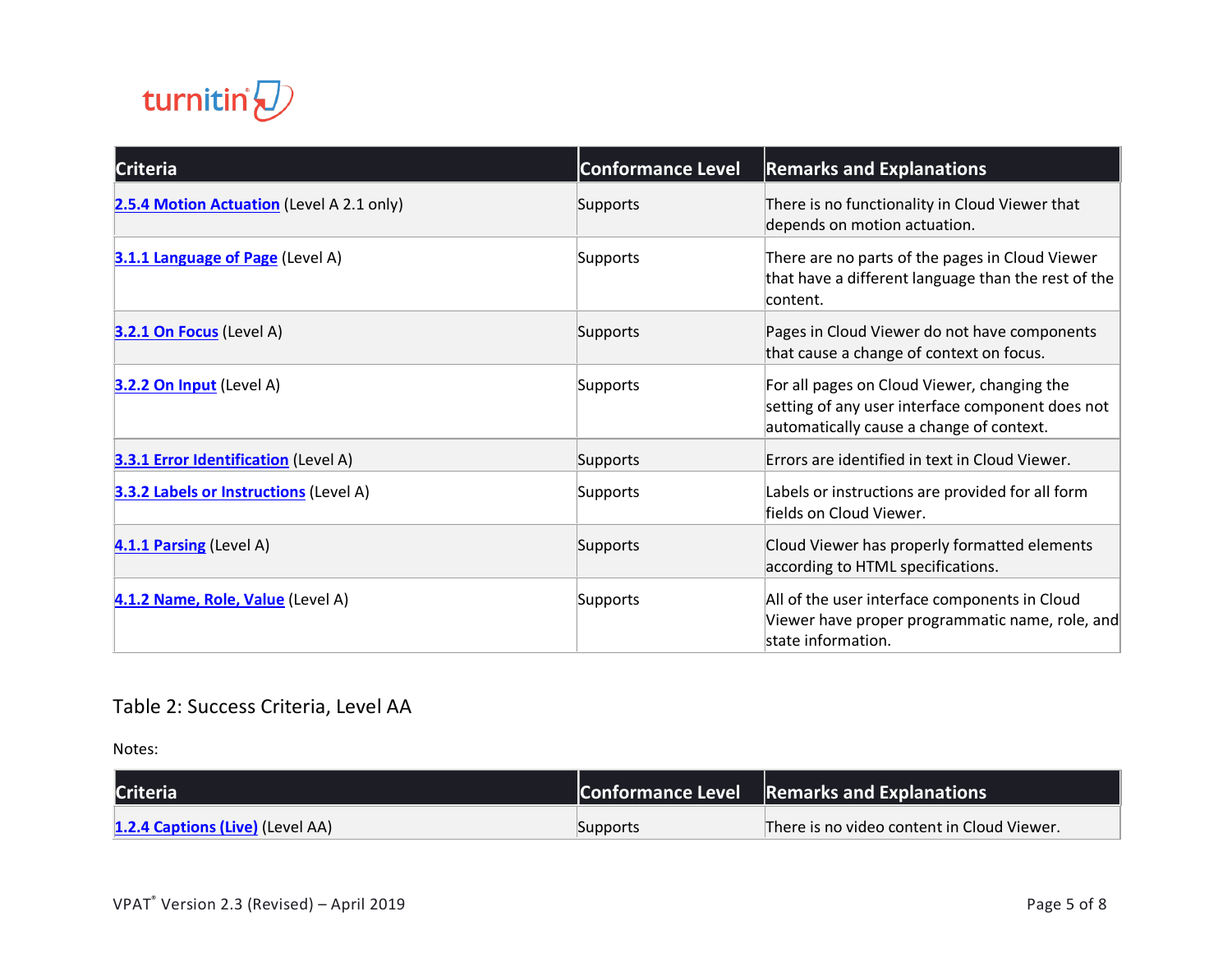| Criteria | Conformance Level | Remarks and Explanations |
| --- | --- | --- |
| **2.5.4 Motion Actuation** (Level A 2.1 only) | Supports | There is no functionality in Cloud Viewer that depends on motion actuation. |
| **3.1.1 Language of Page** (Level A) | Supports | There are no parts of the pages in Cloud Viewer that have a different language than the rest of the content. |
| **3.2.1 On Focus** (Level A) | Supports | Pages in Cloud Viewer do not have components that cause a change of context on focus. |
| **3.2.2 On Input** (Level A) | Supports | For all pages on Cloud Viewer, changing the setting of any user interface component does not automatically cause a change of context. |
| **3.3.1 Error Identification** (Level A) | Supports | Errors are identified in text in Cloud Viewer. |
| **3.3.2 Labels or Instructions** (Level A) | Supports | Labels or instructions are provided for all form fields on Cloud Viewer. |
| **4.1.1 Parsing** (Level A) | Supports | Cloud Viewer has properly formatted elements according to HTML specifications. |
| **4.1.2 Name, Role, Value** (Level A) | Supports | All of the user interface components in Cloud Viewer have proper programmatic name, role, and state information. |

## Table 2: Success Criteria, Level AA

Notes:

| Criteria | Conformance Level | Remarks and Explanations |
| --- | --- | --- |
| **1.2.4 Captions (Live)** (Level AA) | Supports | There is no video content in Cloud Viewer. |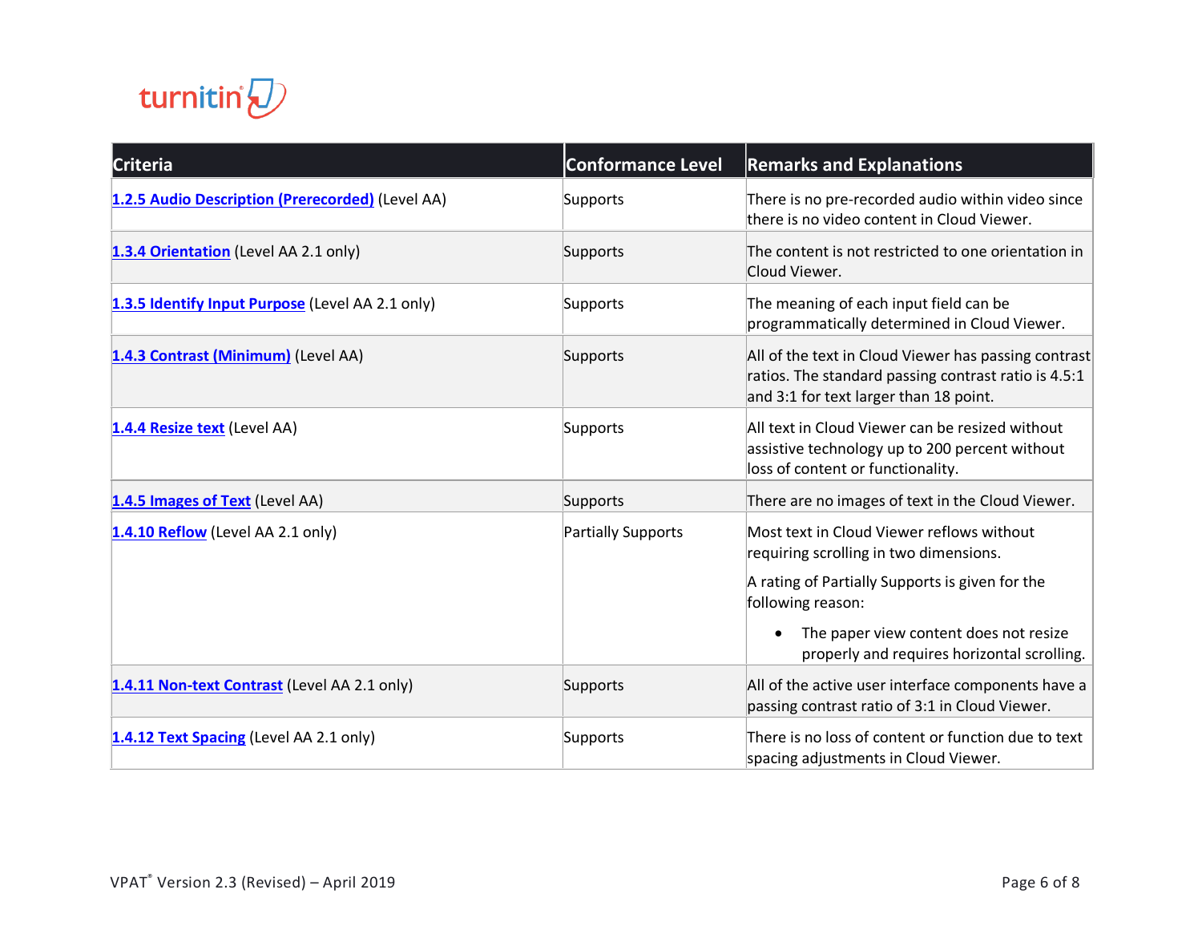| Criteria | Conformance Level | Remarks and Explanations |
|---|---|---|
| **1.2.5 Audio Description (Prerecorded)** (Level AA) | Supports | There is no pre-recorded audio within video since there is no video content in Cloud Viewer. |
| **1.3.4 Orientation** (Level AA 2.1 only) | Supports | The content is not restricted to one orientation in Cloud Viewer. |
| **1.3.5 Identify Input Purpose** (Level AA 2.1 only) | Supports | The meaning of each input field can be programmatically determined in Cloud Viewer. |
| **1.4.3 Contrast (Minimum)** (Level AA) | Supports | All of the text in Cloud Viewer has passing contrast ratios. The standard passing contrast ratio is 4.5:1 and 3:1 for text larger than 18 point. |
| **1.4.4 Resize text** (Level AA) | Supports | All text in Cloud Viewer can be resized without assistive technology up to 200 percent without loss of content or functionality. |
| **1.4.5 Images of Text** (Level AA) | Supports | There are no images of text in the Cloud Viewer. |
| **1.4.10 Reflow** (Level AA 2.1 only) | Partially Supports | Most text in Cloud Viewer reflows without requiring scrolling in two dimensions.<br><br>A rating of Partially Supports is given for the following reason:<br><br>• The paper view content does not resize properly and requires horizontal scrolling. |
| **1.4.11 Non-text Contrast** (Level AA 2.1 only) | Supports | All of the active user interface components have a passing contrast ratio of 3:1 in Cloud Viewer. |
| **1.4.12 Text Spacing** (Level AA 2.1 only) | Supports | There is no loss of content or function due to text spacing adjustments in Cloud Viewer. |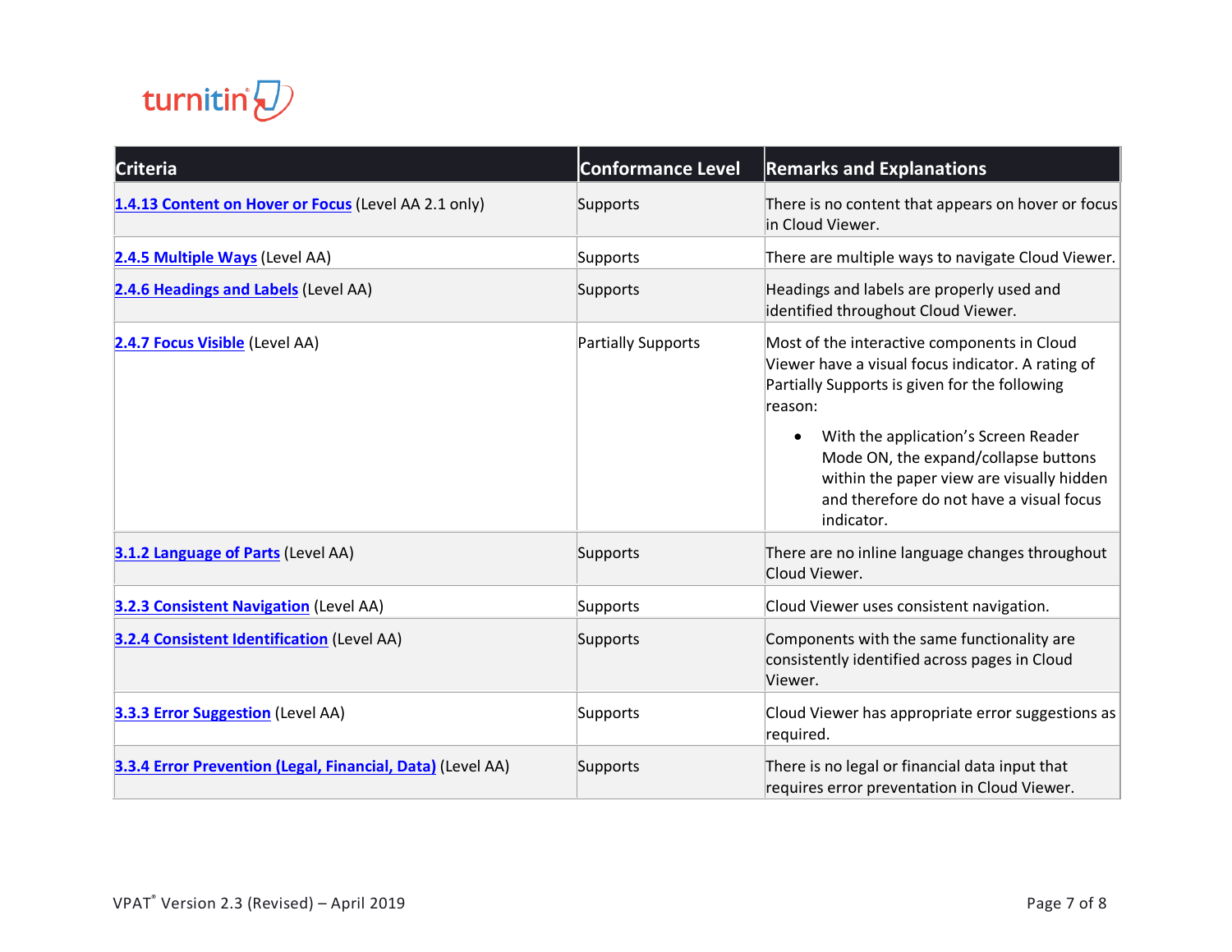| Criteria | Conformance Level | Remarks and Explanations |
| --- | --- | --- |
| **1.4.13 Content on Hover or Focus** (Level AA 2.1 only) | Supports | There is no content that appears on hover or focus in Cloud Viewer. |
| **2.4.5 Multiple Ways** (Level AA) | Supports | There are multiple ways to navigate Cloud Viewer. |
| **2.4.6 Headings and Labels** (Level AA) | Supports | Headings and labels are properly used and identified throughout Cloud Viewer. |
| **2.4.7 Focus Visible** (Level AA) | Partially Supports | Most of the interactive components in Cloud Viewer have a visual focus indicator. A rating of Partially Supports is given for the following reason: <br>• With the application's Screen Reader Mode ON, the expand/collapse buttons within the paper view are visually hidden and therefore do not have a visual focus indicator. |
| **3.1.2 Language of Parts** (Level AA) | Supports | There are no inline language changes throughout Cloud Viewer. |
| **3.2.3 Consistent Navigation** (Level AA) | Supports | Cloud Viewer uses consistent navigation. |
| **3.2.4 Consistent Identification** (Level AA) | Supports | Components with the same functionality are consistently identified across pages in Cloud Viewer. |
| **3.3.3 Error Suggestion** (Level AA) | Supports | Cloud Viewer has appropriate error suggestions as required. |
| **3.3.4 Error Prevention (Legal, Financial, Data)** (Level AA) | Supports | There is no legal or financial data input that requires error preventation in Cloud Viewer. |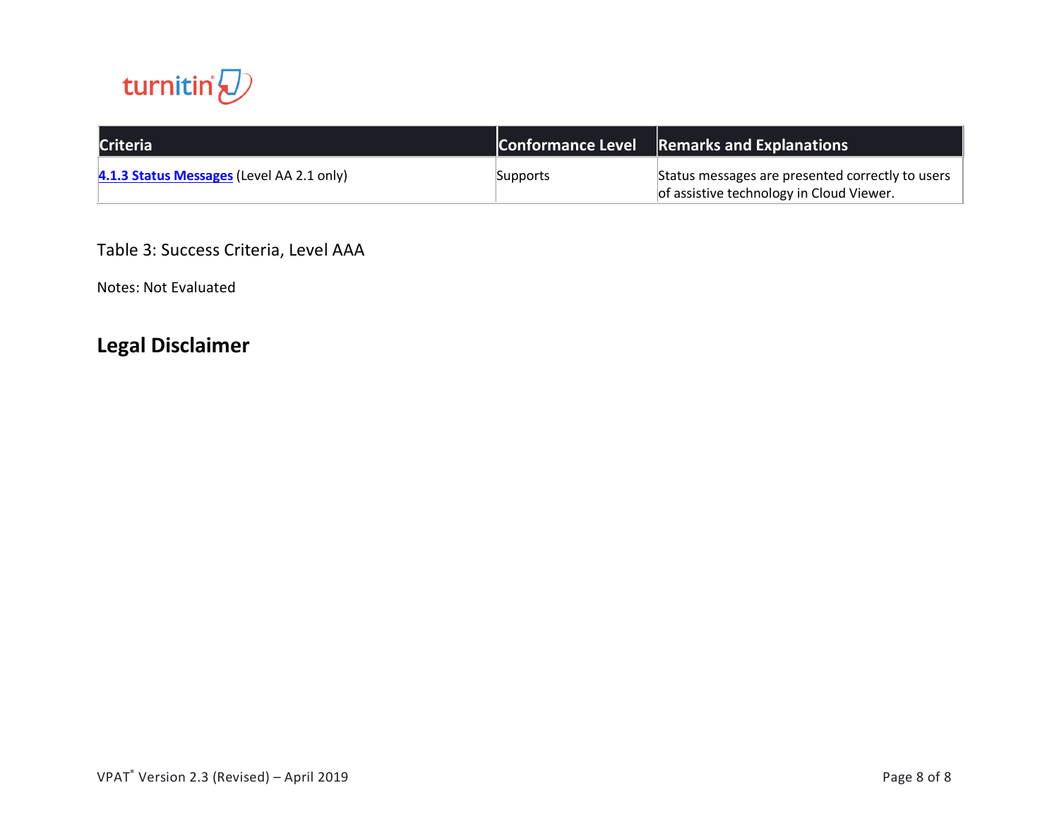| Criteria | Conformance Level | Remarks and Explanations |
| --- | --- | --- |
| **4.1.3 Status Messages** (Level AA 2.1 only) | Supports | Status messages are presented correctly to users of assistive technology in Cloud Viewer. |

Table 3: Success Criteria, Level AAA

Notes: Not Evaluated

## Legal Disclaimer